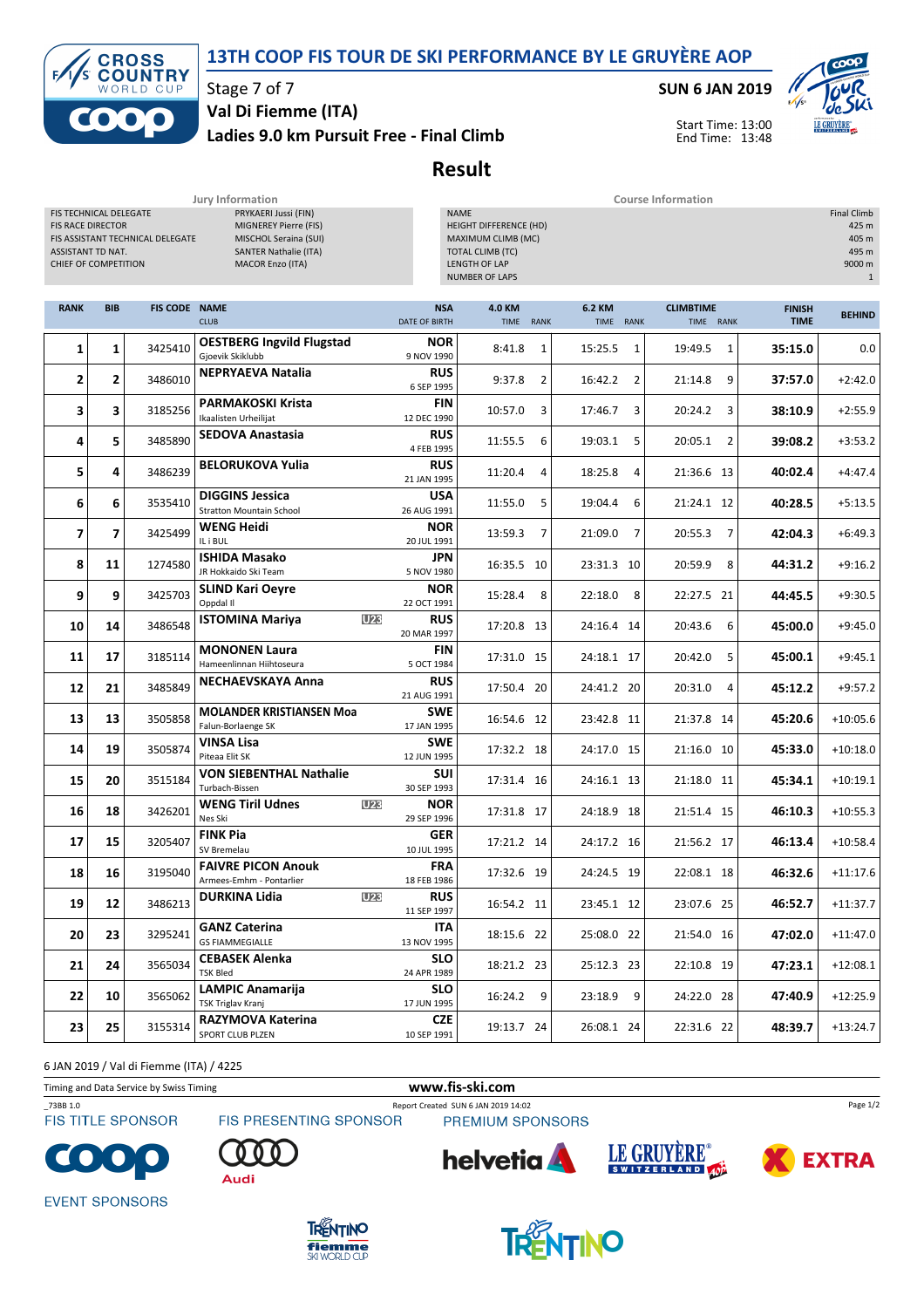# 13TH COOP FIS TOUR DE SKI PERFORMANCE BY LE GRUYÈRE AOP

Stage 7 of 7

**SUN 6 JAN 2019**

**Val Di Fiemme (ITA)**

**Ladies 9.0 km Pursuit Free - Final Climb**

Start Time: 13:00
End Time: 13:48

## Result

| Jury Information | |
|---|---|
| FIS TECHNICAL DELEGATE | PRYKAERI Jussi (FIN) |
| FIS RACE DIRECTOR | MIGNEREY Pierre (FIS) |
| FIS ASSISTANT TECHNICAL DELEGATE | MISCHOL Seraina (SUI) |
| ASSISTANT TD NAT. | SANTER Nathalie (ITA) |
| CHIEF OF COMPETITION | MACOR Enzo (ITA) |

| Course Information | |
|---|---|
| NAME | Final Climb |
| HEIGHT DIFFERENCE (HD) | 425 m |
| MAXIMUM CLIMB (MC) | 405 m |
| TOTAL CLIMB (TC) | 495 m |
| LENGTH OF LAP | 9000 m |
| NUMBER OF LAPS | 1 |

| RANK | BIB | FIS CODE | NAME / CLUB | NSA / DATE OF BIRTH | 4.0 KM TIME | RANK | 6.2 KM TIME | RANK | CLIMBTIME TIME | RANK | FINISH TIME | BEHIND |
|---|---|---|---|---|---|---|---|---|---|---|---|---|
| 1 | 1 | 3425410 | **OESTBERG Ingvild Flugstad** Gjoevik Skiklubb | **NOR** 9 NOV 1990 | 8:41.8 | 1 | 15:25.5 | 1 | 19:49.5 | 1 | **35:15.0** | 0.0 |
| 2 | 2 | 3486010 | **NEPRYAEVA Natalia** | **RUS** 6 SEP 1995 | 9:37.8 | 2 | 16:42.2 | 2 | 21:14.8 | 9 | **37:57.0** | +2:42.0 |
| 3 | 3 | 3185256 | **PARMAKOSKI Krista** Ikaalisten Urheilijat | **FIN** 12 DEC 1990 | 10:57.0 | 3 | 17:46.7 | 3 | 20:24.2 | 3 | **38:10.9** | +2:55.9 |
| 4 | 5 | 3485890 | **SEDOVA Anastasia** | **RUS** 4 FEB 1995 | 11:55.5 | 6 | 19:03.1 | 5 | 20:05.1 | 2 | **39:08.2** | +3:53.2 |
| 5 | 4 | 3486239 | **BELORUKOVA Yulia** | **RUS** 21 JAN 1995 | 11:20.4 | 4 | 18:25.8 | 4 | 21:36.6 | 13 | **40:02.4** | +4:47.4 |
| 6 | 6 | 3535410 | **DIGGINS Jessica** Stratton Mountain School | **USA** 26 AUG 1991 | 11:55.0 | 5 | 19:04.4 | 6 | 21:24.1 | 12 | **40:28.5** | +5:13.5 |
| 7 | 7 | 3425499 | **WENG Heidi** IL i BUL | **NOR** 20 JUL 1991 | 13:59.3 | 7 | 21:09.0 | 7 | 20:55.3 | 7 | **42:04.3** | +6:49.3 |
| 8 | 11 | 1274580 | **ISHIDA Masako** JR Hokkaido Ski Team | **JPN** 5 NOV 1980 | 16:35.5 | 10 | 23:31.3 | 10 | 20:59.9 | 8 | **44:31.2** | +9:16.2 |
| 9 | 9 | 3425703 | **SLIND Kari Oeyre** Oppdal Il | **NOR** 22 OCT 1991 | 15:28.4 | 8 | 22:18.0 | 8 | 22:27.5 | 21 | **44:45.5** | +9:30.5 |
| 10 | 14 | 3486548 | **ISTOMINA Mariya** U23 | **RUS** 20 MAR 1997 | 17:20.8 | 13 | 24:16.4 | 14 | 20:43.6 | 6 | **45:00.0** | +9:45.0 |
| 11 | 17 | 3185114 | **MONONEN Laura** Hameenlinnan Hiihtoseura | **FIN** 5 OCT 1984 | 17:31.0 | 15 | 24:18.1 | 17 | 20:42.0 | 5 | **45:00.1** | +9:45.1 |
| 12 | 21 | 3485849 | **NECHAEVSKAYA Anna** | **RUS** 21 AUG 1991 | 17:50.4 | 20 | 24:41.2 | 20 | 20:31.0 | 4 | **45:12.2** | +9:57.2 |
| 13 | 13 | 3505858 | **MOLANDER KRISTIANSEN Moa** Falun-Borlaenge SK | **SWE** 17 JAN 1995 | 16:54.6 | 12 | 23:42.8 | 11 | 21:37.8 | 14 | **45:20.6** | +10:05.6 |
| 14 | 19 | 3505874 | **VINSA Lisa** Piteaa Elit SK | **SWE** 12 JUN 1995 | 17:32.2 | 18 | 24:17.0 | 15 | 21:16.0 | 10 | **45:33.0** | +10:18.0 |
| 15 | 20 | 3515184 | **VON SIEBENTHAL Nathalie** Turbach-Bissen | **SUI** 30 SEP 1993 | 17:31.4 | 16 | 24:16.1 | 13 | 21:18.0 | 11 | **45:34.1** | +10:19.1 |
| 16 | 18 | 3426201 | **WENG Tiril Udnes** U23 Nes Ski | **NOR** 29 SEP 1996 | 17:31.8 | 17 | 24:18.9 | 18 | 21:51.4 | 15 | **46:10.3** | +10:55.3 |
| 17 | 15 | 3205407 | **FINK Pia** SV Bremelau | **GER** 10 JUL 1995 | 17:21.2 | 14 | 24:17.2 | 16 | 21:56.2 | 17 | **46:13.4** | +10:58.4 |
| 18 | 16 | 3195040 | **FAIVRE PICON Anouk** Armees-Emhm - Pontarlier | **FRA** 18 FEB 1986 | 17:32.6 | 19 | 24:24.5 | 19 | 22:08.1 | 18 | **46:32.6** | +11:17.6 |
| 19 | 12 | 3486213 | **DURKINA Lidia** U23 | **RUS** 11 SEP 1997 | 16:54.2 | 11 | 23:45.1 | 12 | 23:07.6 | 25 | **46:52.7** | +11:37.7 |
| 20 | 23 | 3295241 | **GANZ Caterina** GS FIAMMEGIALLE | **ITA** 13 NOV 1995 | 18:15.6 | 22 | 25:08.0 | 22 | 21:54.0 | 16 | **47:02.0** | +11:47.0 |
| 21 | 24 | 3565034 | **CEBASEK Alenka** TSK Bled | **SLO** 24 APR 1989 | 18:21.2 | 23 | 25:12.3 | 23 | 22:10.8 | 19 | **47:23.1** | +12:08.1 |
| 22 | 10 | 3565062 | **LAMPIC Anamarija** TSK Triglav Kranj | **SLO** 17 JUN 1995 | 16:24.2 | 9 | 23:18.9 | 9 | 24:22.0 | 28 | **47:40.9** | +12:25.9 |
| 23 | 25 | 3155314 | **RAZYMOVA Katerina** SPORT CLUB PLZEN | **CZE** 10 SEP 1991 | 19:13.7 | 24 | 26:08.1 | 24 | 22:31.6 | 22 | **48:39.7** | +13:24.7 |

6 JAN 2019 / Val di Fiemme (ITA) / 4225

Timing and Data Service by Swiss Timing

www.fis-ski.com

_73BB 1.0 Report Created SUN 6 JAN 2019 14:02

FIS TITLE SPONSOR · FIS PRESENTING SPONSOR · PREMIUM SPONSORS · EVENT SPONSORS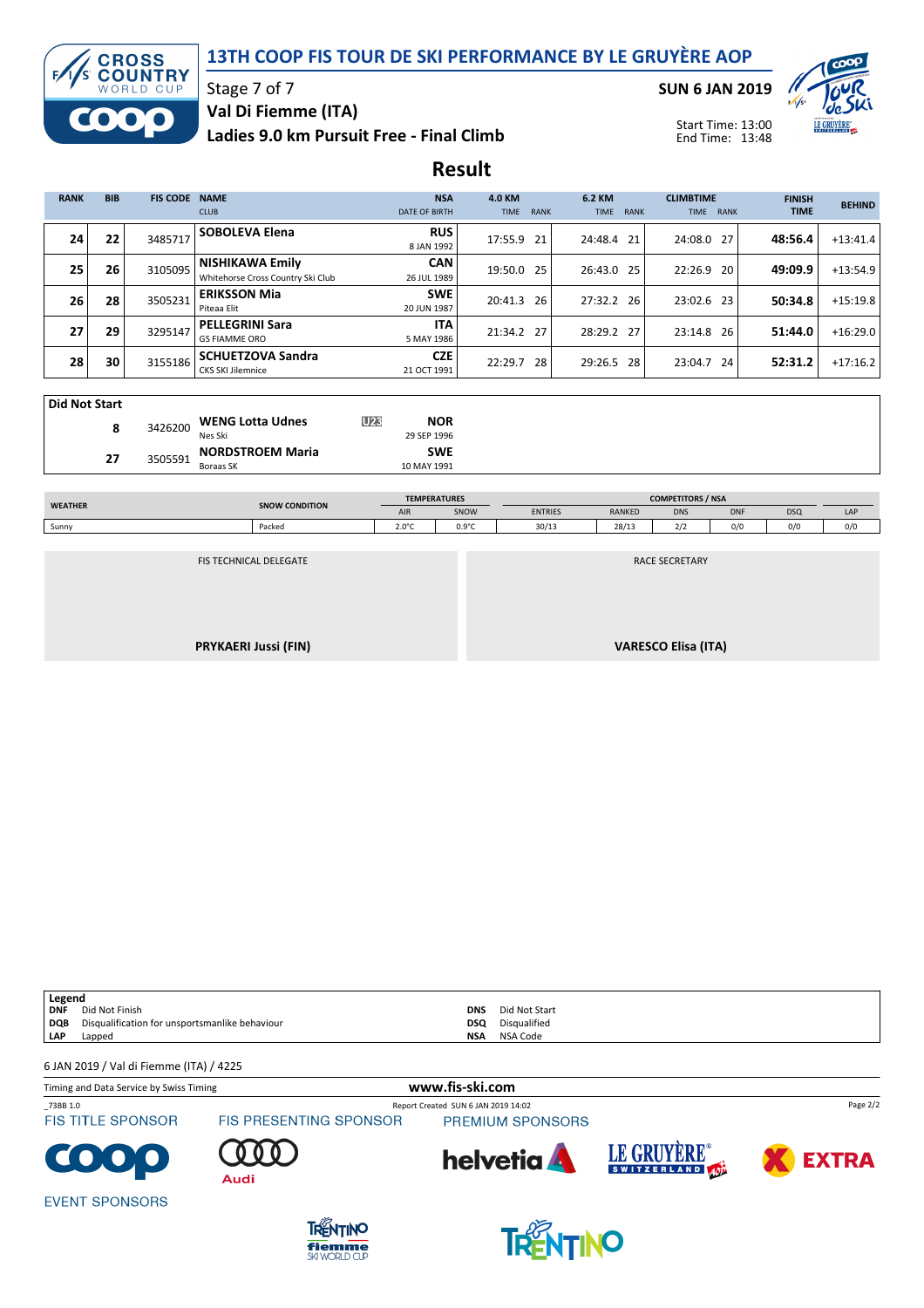# 13TH COOP FIS TOUR DE SKI PERFORMANCE BY LE GRUYÈRE AOP

Stage 7 of 7

**Val Di Fiemme (ITA)**

**Ladies 9.0 km Pursuit Free - Final Climb**

**SUN 6 JAN 2019**

Start Time: 13:00
End Time: 13:48

## Result

| RANK | BIB | FIS CODE | NAME<br>CLUB | NSA<br>DATE OF BIRTH | 4.0 KM<br>TIME | RANK | 6.2 KM<br>TIME | RANK | CLIMBTIME<br>TIME | RANK | FINISH TIME | BEHIND |
|---|---|---|---|---|---|---|---|---|---|---|---|---|
| 24 | 22 | 3485717 | **SOBOLEVA Elena** | **RUS**<br>8 JAN 1992 | 17:55.9 | 21 | 24:48.4 | 21 | 24:08.0 | 27 | **48:56.4** | +13:41.4 |
| 25 | 26 | 3105095 | **NISHIKAWA Emily**<br>Whitehorse Cross Country Ski Club | **CAN**<br>26 JUL 1989 | 19:50.0 | 25 | 26:43.0 | 25 | 22:26.9 | 20 | **49:09.9** | +13:54.9 |
| 26 | 28 | 3505231 | **ERIKSSON Mia**<br>Piteaa Elit | **SWE**<br>20 JUN 1987 | 20:41.3 | 26 | 27:32.2 | 26 | 23:02.6 | 23 | **50:34.8** | +15:19.8 |
| 27 | 29 | 3295147 | **PELLEGRINI Sara**<br>GS FIAMME ORO | **ITA**<br>5 MAY 1986 | 21:34.2 | 27 | 28:29.2 | 27 | 23:14.8 | 26 | **51:44.0** | +16:29.0 |
| 28 | 30 | 3155186 | **SCHUETZOVA Sandra**<br>CKS SKI Jilemnice | **CZE**<br>21 OCT 1991 | 22:29.7 | 28 | 29:26.5 | 28 | 23:04.7 | 24 | **52:31.2** | +17:16.2 |

**Did Not Start**

| BIB | FIS CODE | NAME<br>CLUB | | NSA<br>DATE OF BIRTH |
|---|---|---|---|---|
| 8 | 3426200 | **WENG Lotta Udnes**<br>Nes Ski | U23 | **NOR**<br>29 SEP 1996 |
| 27 | 3505591 | **NORDSTROEM Maria**<br>Boraas SK | | **SWE**<br>10 MAY 1991 |

| WEATHER | SNOW CONDITION | TEMPERATURES AIR | TEMPERATURES SNOW | COMPETITORS / NSA ENTRIES | RANKED | DNS | DNF | DSQ | LAP |
|---|---|---|---|---|---|---|---|---|---|
| Sunny | Packed | 2.0°C | 0.9°C | 30/13 | 28/13 | 2/2 | 0/0 | 0/0 | 0/0 |

| FIS TECHNICAL DELEGATE | RACE SECRETARY |
|---|---|
| **PRYKAERI Jussi (FIN)** | **VARESCO Elisa (ITA)** |

**Legend**

| | | | |
|---|---|---|---|
| **DNF** | Did Not Finish | **DNS** | Did Not Start |
| **DQB** | Disqualification for unsportsmanlike behaviour | **DSQ** | Disqualified |
| **LAP** | Lapped | **NSA** | NSA Code |

6 JAN 2019 / Val di Fiemme (ITA) / 4225

Timing and Data Service by Swiss Timing

www.fis-ski.com

_73BB 1.0 Report Created SUN 6 JAN 2019 14:02

FIS TITLE SPONSOR — FIS PRESENTING SPONSOR — PREMIUM SPONSORS

EVENT SPONSORS